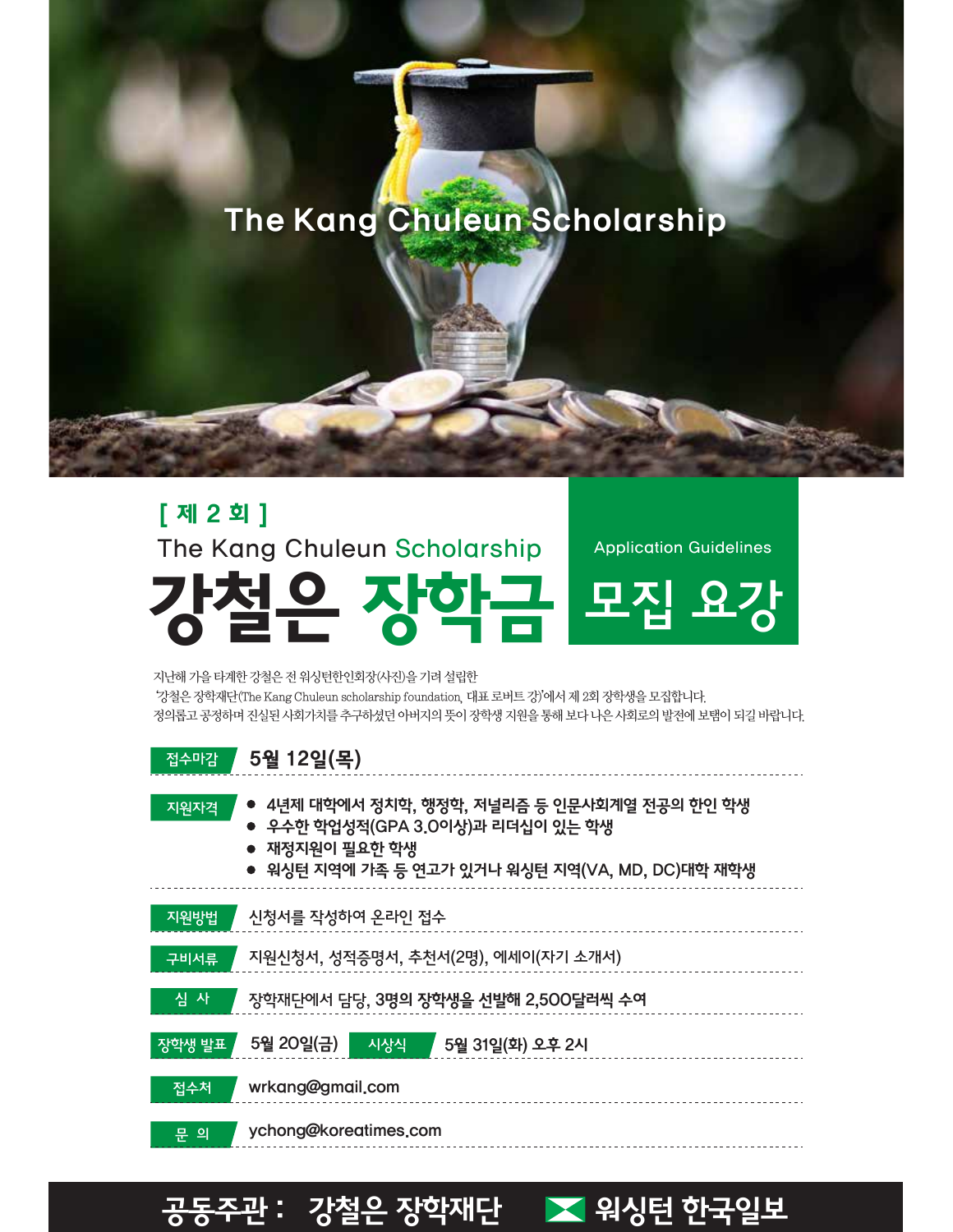The Kang Chuleun Scholarship

**[ 제 2 회 ]**

The Kang Chuleun Scholarship

# 강철은 장학금

Application Guidelines

# 모집 요강

지난해 가을 타계한 강철은 전 워싱턴한인회장(사진)을 기려 설립한
'강철은 장학재단(The Kang Chuleun scholarship foundation, 대표 로버트 강)'에서 제 2회 장학생을 모집합니다.
정의롭고 공정하며 진실된 사회가치를 추구하셨던 아버지의 뜻이 장학생 지원을 통해 보다 나은 사회로의 발전에 보탬이 되길 바랍니다.

**접수마감** 5월 12일(목)

**지원자격**
- 4년제 대학에서 정치학, 행정학, 저널리즘 등 인문사회계열 전공의 한인 학생
- 우수한 학업성적(GPA 3.0이상)과 리더십이 있는 학생
- 재정지원이 필요한 학생
- 워싱턴 지역에 가족 등 연고가 있거나 워싱턴 지역(VA, MD, DC)대학 재학생

**지원방법** 신청서를 작성하여 온라인 접수

**구비서류** 지원신청서, 성적증명서, 추천서(2명), 에세이(자기 소개서)

**심 사** 장학재단에서 담당, 3명의 장학생을 선발해 2,500달러씩 수여

**장학생 발표** 5월 20일(금) **시상식** 5월 31일(화) 오후 2시

**접수처** wrkang@gmail.com

**문 의** ychong@koreatimes.com

**공동주관 : 강철은 장학재단 워싱턴 한국일보**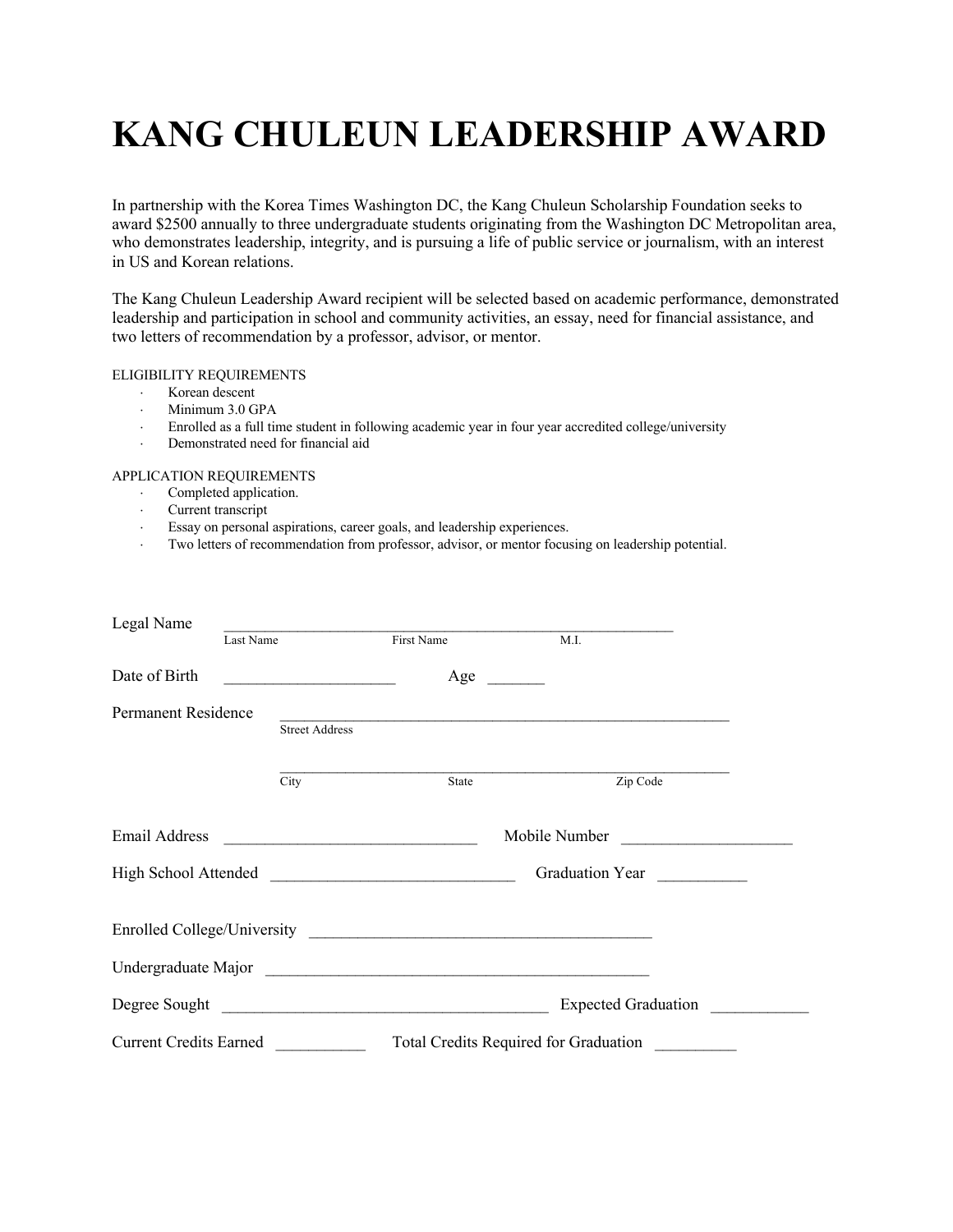# KANG CHULEUN LEADERSHIP AWARD

In partnership with the Korea Times Washington DC, the Kang Chuleun Scholarship Foundation seeks to award $2500 annually to three undergraduate students originating from the Washington DC Metropolitan area, who demonstrates leadership, integrity, and is pursuing a life of public service or journalism, with an interest in US and Korean relations.

The Kang Chuleun Leadership Award recipient will be selected based on academic performance, demonstrated leadership and participation in school and community activities, an essay, need for financial assistance, and two letters of recommendation by a professor, advisor, or mentor.

ELIGIBILITY REQUIREMENTS

- Korean descent
- Minimum 3.0 GPA
- Enrolled as a full time student in following academic year in four year accredited college/university
- Demonstrated need for financial aid

APPLICATION REQUIREMENTS

- Completed application.
- Current transcript
- Essay on personal aspirations, career goals, and leadership experiences.
- Two letters of recommendation from professor, advisor, or mentor focusing on leadership potential.

Legal Name ______________________________________________________
Last Name First Name M.I.

Date of Birth ____________________ Age ______

Permanent Residence ______________________________________________________
Street Address

______________________________________________________
City State Zip Code

Email Address ______________________________ Mobile Number ____________________

High School Attended ____________________________ Graduation Year __________

Enrolled College/University ________________________________________

Undergraduate Major ______________________________________________

Degree Sought ______________________________________ Expected Graduation ___________

Current Credits Earned __________ Total Credits Required for Graduation _________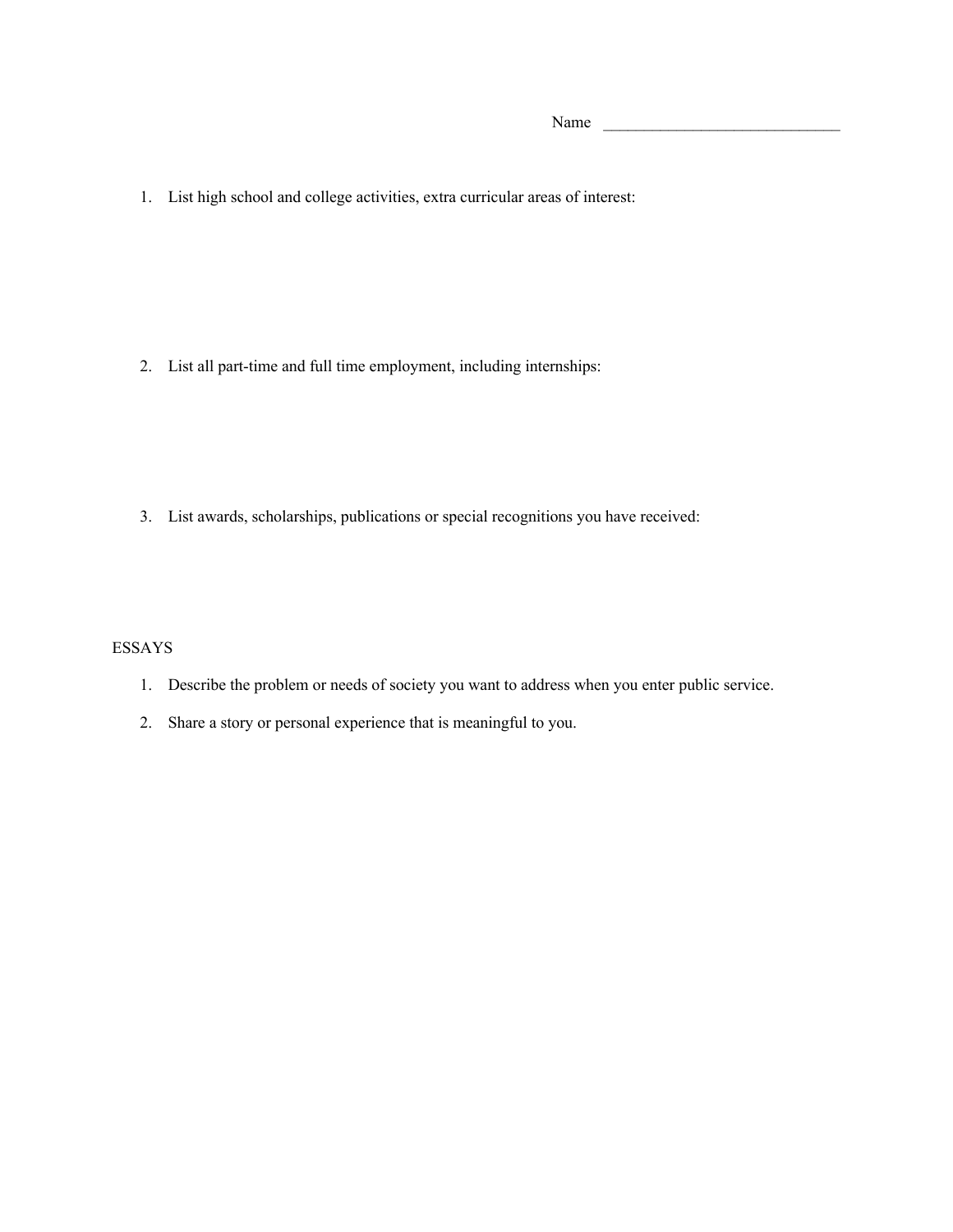Name ______________________________

1. List high school and college activities, extra curricular areas of interest:

2. List all part-time and full time employment, including internships:

3. List awards, scholarships, publications or special recognitions you have received:

ESSAYS

1. Describe the problem or needs of society you want to address when you enter public service.
2. Share a story or personal experience that is meaningful to you.